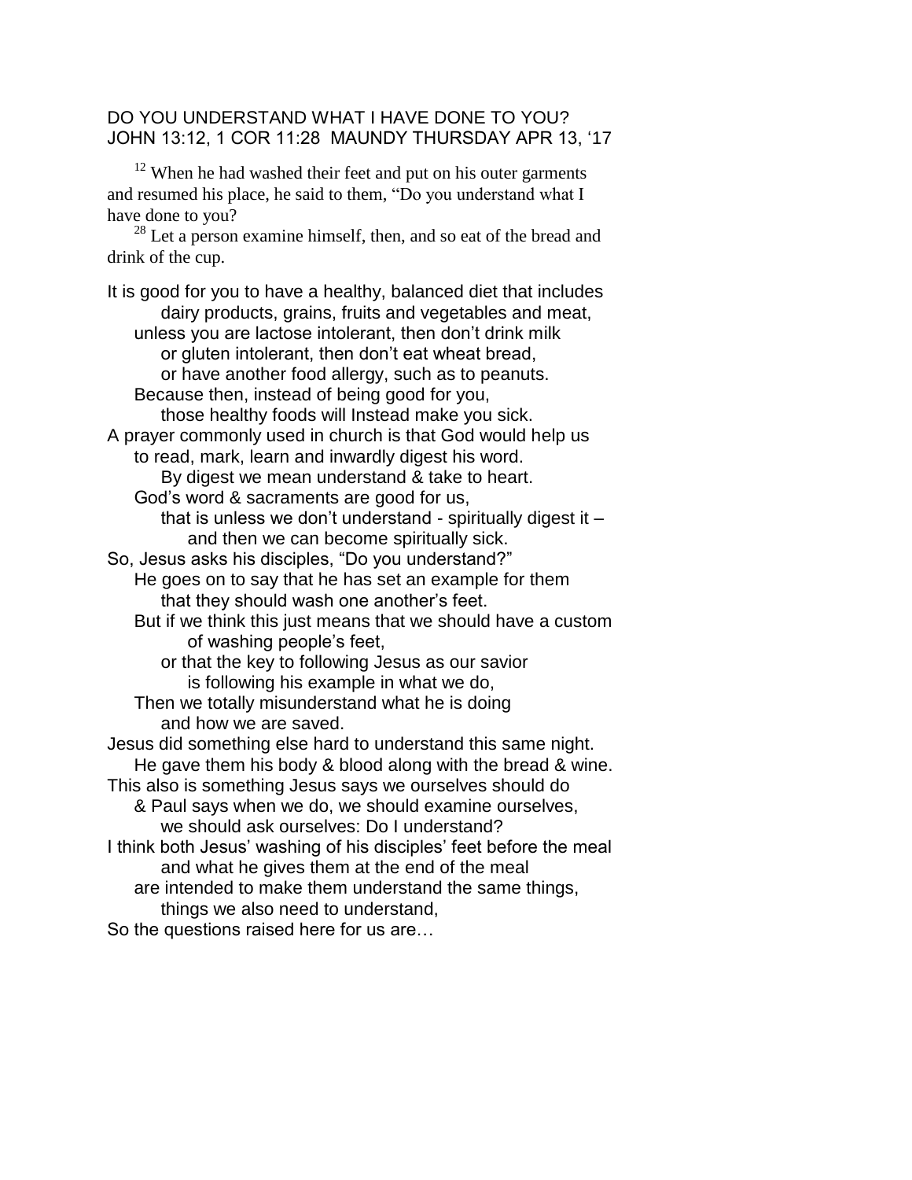# DO YOU UNDERSTAND WHAT I HAVE DONE TO YOU?
## JOHN 13:12, 1 COR 11:28 MAUNDY THURSDAY APR 13, '17

[12] When he had washed their feet and put on his outer garments and resumed his place, he said to them, "Do you understand what I have done to you?

[28] Let a person examine himself, then, and so eat of the bread and drink of the cup.

It is good for you to have a healthy, balanced diet that includes
dairy products, grains, fruits and vegetables and meat,
unless you are lactose intolerant, then don't drink milk
or gluten intolerant, then don't eat wheat bread,
or have another food allergy, such as to peanuts.
Because then, instead of being good for you,
those healthy foods will Instead make you sick.
A prayer commonly used in church is that God would help us
to read, mark, learn and inwardly digest his word.
By digest we mean understand & take to heart.
God's word & sacraments are good for us,
that is unless we don't understand - spiritually digest it –
and then we can become spiritually sick.
So, Jesus asks his disciples, "Do you understand?"
He goes on to say that he has set an example for them
that they should wash one another's feet.
But if we think this just means that we should have a custom
of washing people's feet,
or that the key to following Jesus as our savior
is following his example in what we do,
Then we totally misunderstand what he is doing
and how we are saved.
Jesus did something else hard to understand this same night.
He gave them his body & blood along with the bread & wine.
This also is something Jesus says we ourselves should do
& Paul says when we do, we should examine ourselves,
we should ask ourselves: Do I understand?
I think both Jesus' washing of his disciples' feet before the meal
and what he gives them at the end of the meal
are intended to make them understand the same things,
things we also need to understand,
So the questions raised here for us are…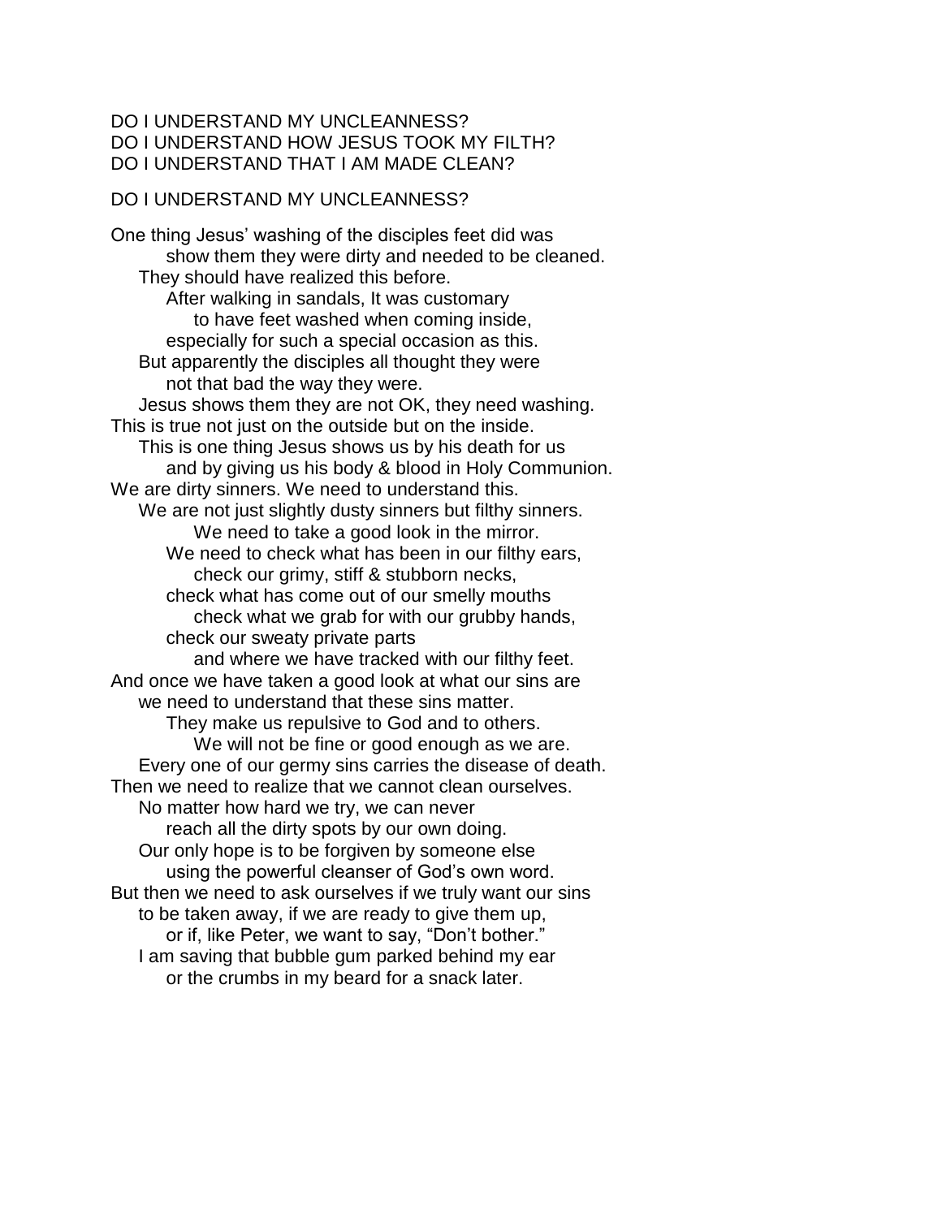DO I UNDERSTAND MY UNCLEANNESS?
DO I UNDERSTAND HOW JESUS TOOK MY FILTH?
DO I UNDERSTAND THAT I AM MADE CLEAN?

DO I UNDERSTAND MY UNCLEANNESS?

One thing Jesus' washing of the disciples feet did was
show them they were dirty and needed to be cleaned.
They should have realized this before.
After walking in sandals, It was customary
to have feet washed when coming inside,
especially for such a special occasion as this.
But apparently the disciples all thought they were
not that bad the way they were.
Jesus shows them they are not OK, they need washing.
This is true not just on the outside but on the inside.
This is one thing Jesus shows us by his death for us
and by giving us his body & blood in Holy Communion.
We are dirty sinners. We need to understand this.
We are not just slightly dusty sinners but filthy sinners.
We need to take a good look in the mirror.
We need to check what has been in our filthy ears,
check our grimy, stiff & stubborn necks,
check what has come out of our smelly mouths
check what we grab for with our grubby hands,
check our sweaty private parts
and where we have tracked with our filthy feet.
And once we have taken a good look at what our sins are
we need to understand that these sins matter.
They make us repulsive to God and to others.
We will not be fine or good enough as we are.
Every one of our germy sins carries the disease of death.
Then we need to realize that we cannot clean ourselves.
No matter how hard we try, we can never
reach all the dirty spots by our own doing.
Our only hope is to be forgiven by someone else
using the powerful cleanser of God's own word.
But then we need to ask ourselves if we truly want our sins
to be taken away, if we are ready to give them up,
or if, like Peter, we want to say, "Don't bother."
I am saving that bubble gum parked behind my ear
or the crumbs in my beard for a snack later.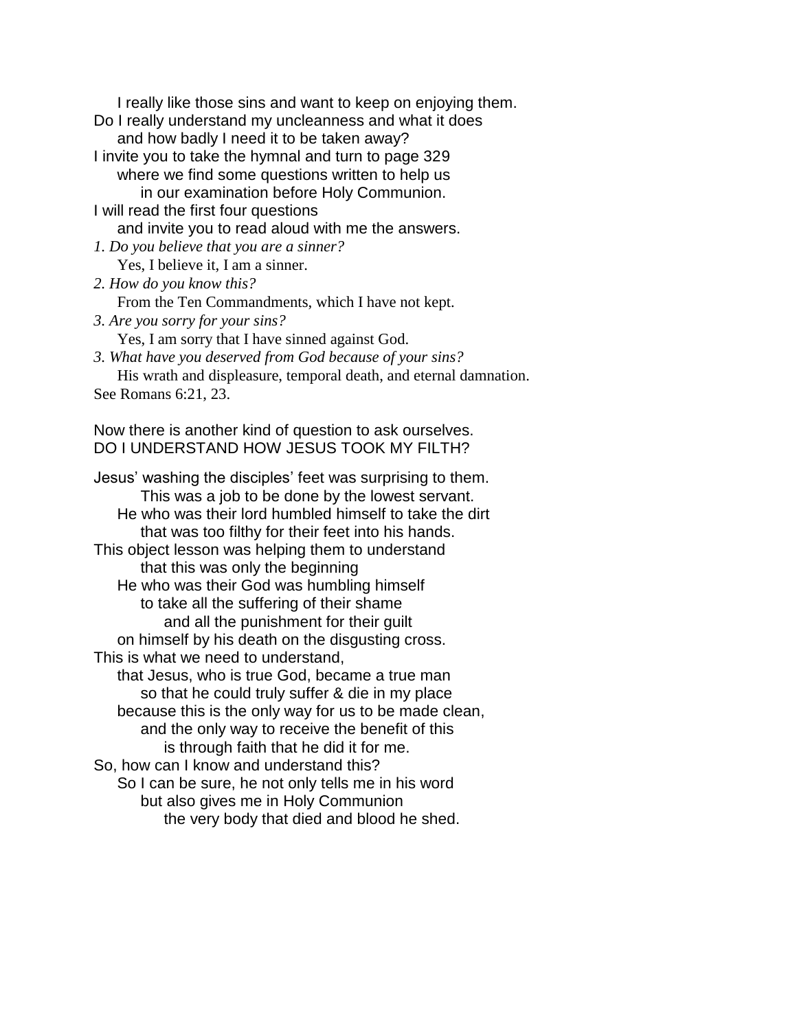I really like those sins and want to keep on enjoying them.
Do I really understand my uncleanness and what it does
and how badly I need it to be taken away?
I invite you to take the hymnal and turn to page 329
where we find some questions written to help us
in our examination before Holy Communion.
I will read the first four questions
and invite you to read aloud with me the answers.

*1. Do you believe that you are a sinner?*
Yes, I believe it, I am a sinner.
*2. How do you know this?*
From the Ten Commandments, which I have not kept.
*3. Are you sorry for your sins?*
Yes, I am sorry that I have sinned against God.
*3. What have you deserved from God because of your sins?*
His wrath and displeasure, temporal death, and eternal damnation.
See Romans 6:21, 23.

Now there is another kind of question to ask ourselves.
DO I UNDERSTAND HOW JESUS TOOK MY FILTH?

Jesus' washing the disciples' feet was surprising to them.
This was a job to be done by the lowest servant.
He who was their lord humbled himself to take the dirt
that was too filthy for their feet into his hands.
This object lesson was helping them to understand
that this was only the beginning
He who was their God was humbling himself
to take all the suffering of their shame
and all the punishment for their guilt
on himself by his death on the disgusting cross.
This is what we need to understand,
that Jesus, who is true God, became a true man
so that he could truly suffer & die in my place
because this is the only way for us to be made clean,
and the only way to receive the benefit of this
is through faith that he did it for me.
So, how can I know and understand this?
So I can be sure, he not only tells me in his word
but also gives me in Holy Communion
the very body that died and blood he shed.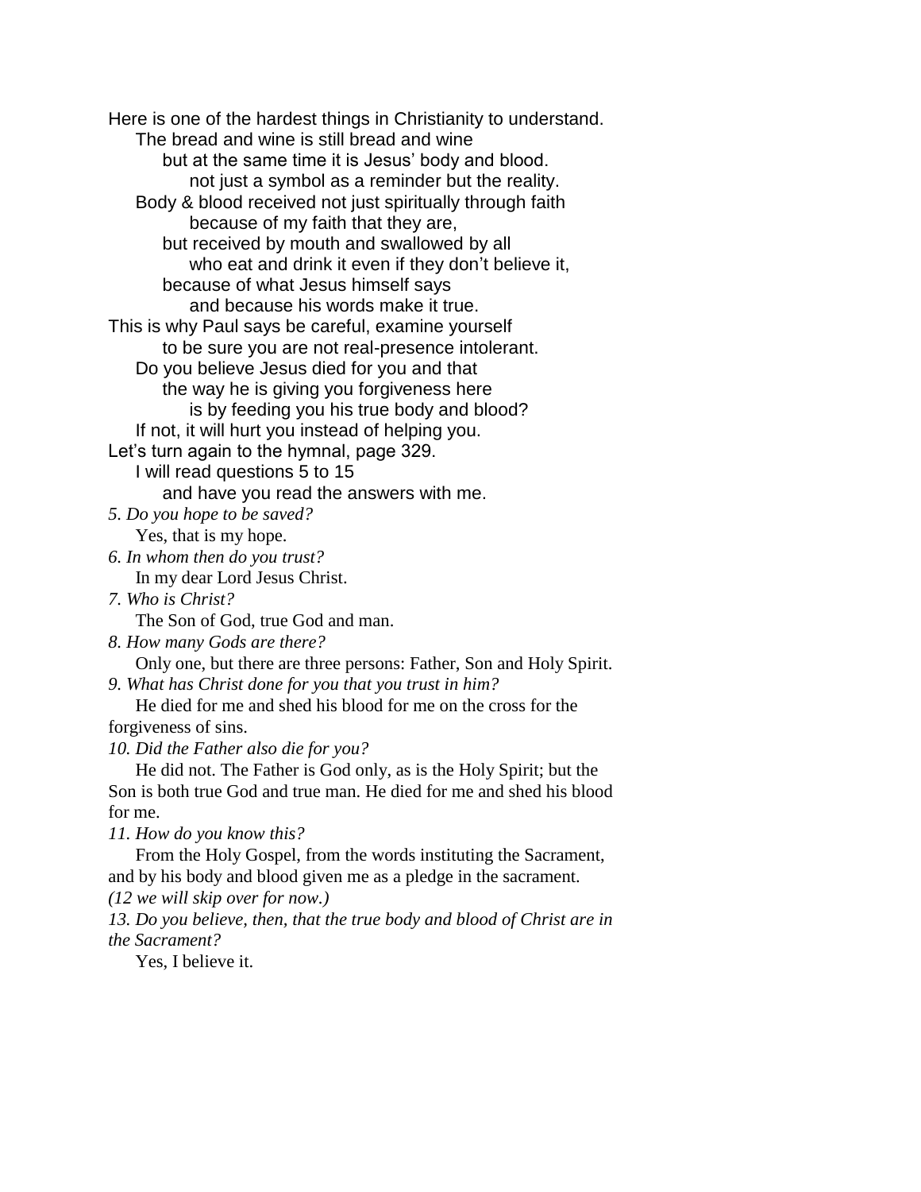Here is one of the hardest things in Christianity to understand.

The bread and wine is still bread and wine

but at the same time it is Jesus' body and blood.

not just a symbol as a reminder but the reality.

Body & blood received not just spiritually through faith

because of my faith that they are,

but received by mouth and swallowed by all

who eat and drink it even if they don't believe it,

because of what Jesus himself says

and because his words make it true.

This is why Paul says be careful, examine yourself

to be sure you are not real-presence intolerant.

Do you believe Jesus died for you and that

the way he is giving you forgiveness here

is by feeding you his true body and blood?

If not, it will hurt you instead of helping you.

Let's turn again to the hymnal, page 329.

I will read questions 5 to 15

and have you read the answers with me.

*5. Do you hope to be saved?*

Yes, that is my hope.

*6. In whom then do you trust?*

In my dear Lord Jesus Christ.

*7. Who is Christ?*

The Son of God, true God and man.

*8. How many Gods are there?*

Only one, but there are three persons: Father, Son and Holy Spirit.

*9. What has Christ done for you that you trust in him?*

He died for me and shed his blood for me on the cross for the forgiveness of sins.

*10. Did the Father also die for you?*

He did not. The Father is God only, as is the Holy Spirit; but the Son is both true God and true man. He died for me and shed his blood for me.

*11. How do you know this?*

From the Holy Gospel, from the words instituting the Sacrament, and by his body and blood given me as a pledge in the sacrament.

*(12 we will skip over for now.)*

*13. Do you believe, then, that the true body and blood of Christ are in the Sacrament?*

Yes, I believe it.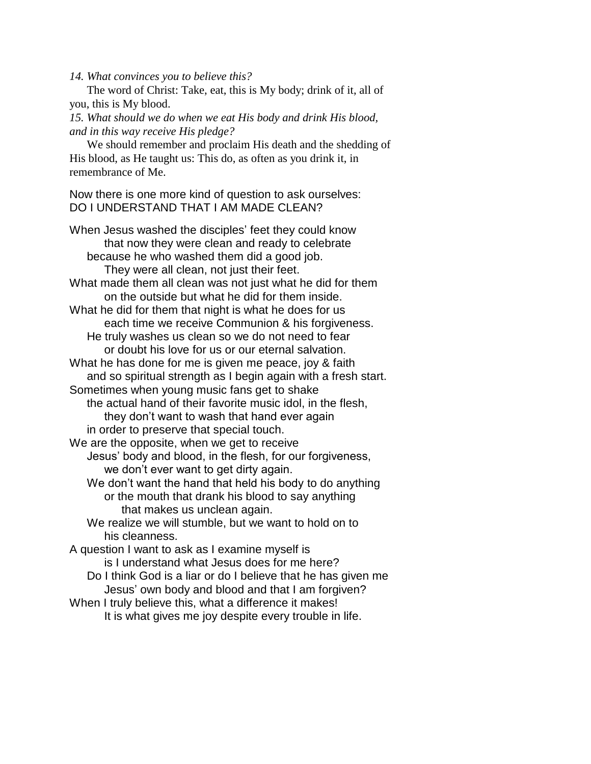*14. What convinces you to believe this?*

The word of Christ: Take, eat, this is My body; drink of it, all of you, this is My blood.

*15. What should we do when we eat His body and drink His blood, and in this way receive His pledge?*

We should remember and proclaim His death and the shedding of His blood, as He taught us: This do, as often as you drink it, in remembrance of Me.

Now there is one more kind of question to ask ourselves:
DO I UNDERSTAND THAT I AM MADE CLEAN?

When Jesus washed the disciples' feet they could know
that now they were clean and ready to celebrate
because he who washed them did a good job.
They were all clean, not just their feet.
What made them all clean was not just what he did for them
on the outside but what he did for them inside.
What he did for them that night is what he does for us
each time we receive Communion & his forgiveness.
He truly washes us clean so we do not need to fear
or doubt his love for us or our eternal salvation.
What he has done for me is given me peace, joy & faith
and so spiritual strength as I begin again with a fresh start.
Sometimes when young music fans get to shake
the actual hand of their favorite music idol, in the flesh,
they don't want to wash that hand ever again
in order to preserve that special touch.
We are the opposite, when we get to receive
Jesus' body and blood, in the flesh, for our forgiveness,
we don't ever want to get dirty again.
We don't want the hand that held his body to do anything
or the mouth that drank his blood to say anything
that makes us unclean again.
We realize we will stumble, but we want to hold on to
his cleanness.
A question I want to ask as I examine myself is
is I understand what Jesus does for me here?
Do I think God is a liar or do I believe that he has given me
Jesus' own body and blood and that I am forgiven?
When I truly believe this, what a difference it makes!
It is what gives me joy despite every trouble in life.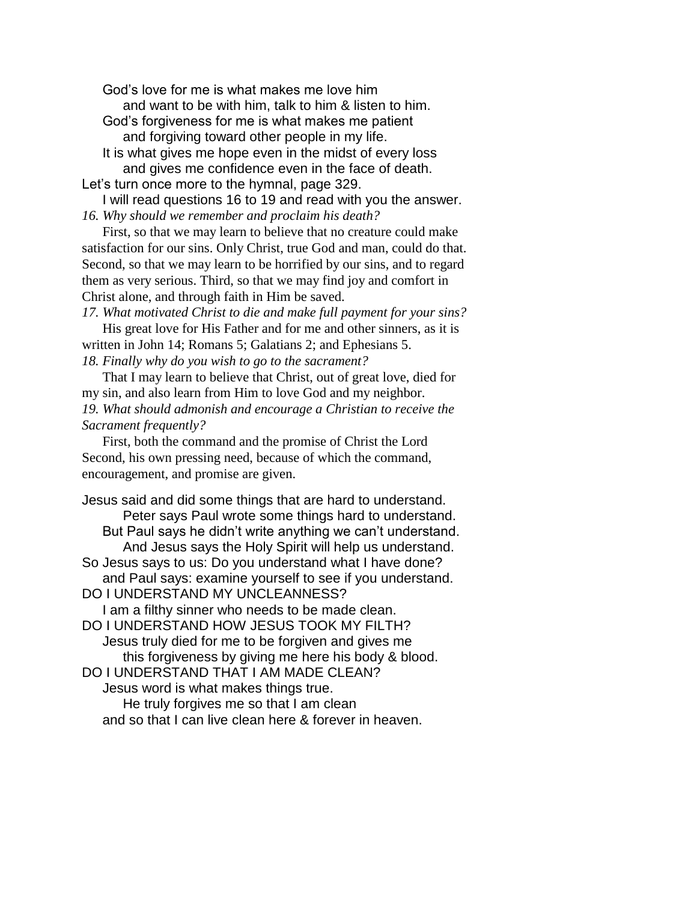God's love for me is what makes me love him
and want to be with him, talk to him & listen to him.
God's forgiveness for me is what makes me patient
and forgiving toward other people in my life.
It is what gives me hope even in the midst of every loss
and gives me confidence even in the face of death.
Let's turn once more to the hymnal, page 329.
I will read questions 16 to 19 and read with you the answer.

*16. Why should we remember and proclaim his death?*

First, so that we may learn to believe that no creature could make satisfaction for our sins. Only Christ, true God and man, could do that. Second, so that we may learn to be horrified by our sins, and to regard them as very serious. Third, so that we may find joy and comfort in Christ alone, and through faith in Him be saved.

*17. What motivated Christ to die and make full payment for your sins?*

His great love for His Father and for me and other sinners, as it is written in John 14; Romans 5; Galatians 2; and Ephesians 5.

*18. Finally why do you wish to go to the sacrament?*

That I may learn to believe that Christ, out of great love, died for my sin, and also learn from Him to love God and my neighbor.

*19. What should admonish and encourage a Christian to receive the Sacrament frequently?*

First, both the command and the promise of Christ the Lord
Second, his own pressing need, because of which the command, encouragement, and promise are given.

Jesus said and did some things that are hard to understand.
Peter says Paul wrote some things hard to understand.
But Paul says he didn't write anything we can't understand.
And Jesus says the Holy Spirit will help us understand.
So Jesus says to us: Do you understand what I have done?
and Paul says: examine yourself to see if you understand.
DO I UNDERSTAND MY UNCLEANNESS?
I am a filthy sinner who needs to be made clean.
DO I UNDERSTAND HOW JESUS TOOK MY FILTH?
Jesus truly died for me to be forgiven and gives me
this forgiveness by giving me here his body & blood.
DO I UNDERSTAND THAT I AM MADE CLEAN?
Jesus word is what makes things true.
He truly forgives me so that I am clean
and so that I can live clean here & forever in heaven.